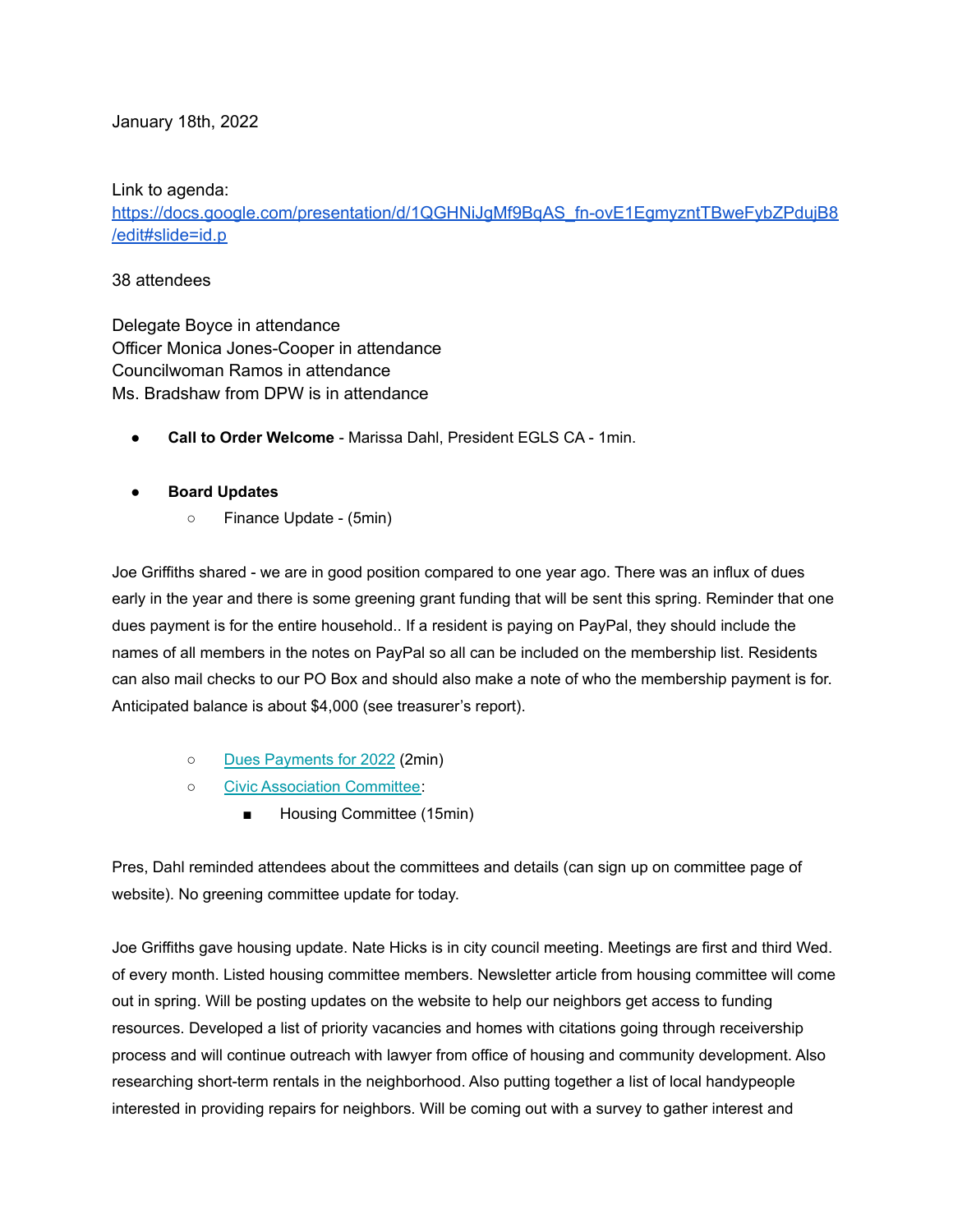January 18th, 2022

Link to agenda:
[https://docs.google.com/presentation/d/1QGHNiJgMf9BqAS_fn-ovE1EgmyzntTBweFybZPdujB8/edit#slide=id.p](https://docs.google.com/presentation/d/1QGHNiJgMf9BqAS_fn-ovE1EgmyzntTBweFybZPdujB8/edit#slide=id.p)

38 attendees

Delegate Boyce in attendance
Officer Monica Jones-Cooper in attendance
Councilwoman Ramos in attendance
Ms. Bradshaw from DPW is in attendance

- **Call to Order Welcome** - Marissa Dahl, President EGLS CA - 1min.
- **Board Updates**
  - Finance Update - (5min)

Joe Griffiths shared - we are in good position compared to one year ago. There was an influx of dues early in the year and there is some greening grant funding that will be sent this spring. Reminder that one dues payment is for the entire household.. If a resident is paying on PayPal, they should include the names of all members in the notes on PayPal so all can be included on the membership list. Residents can also mail checks to our PO Box and should also make a note of who the membership payment is for. Anticipated balance is about $4,000 (see treasurer's report).

  - Dues Payments for 2022 (2min)
  - Civic Association Committee:
    - Housing Committee (15min)

Pres, Dahl reminded attendees about the committees and details (can sign up on committee page of website). No greening committee update for today.

Joe Griffiths gave housing update. Nate Hicks is in city council meeting. Meetings are first and third Wed. of every month. Listed housing committee members. Newsletter article from housing committee will come out in spring. Will be posting updates on the website to help our neighbors get access to funding resources. Developed a list of priority vacancies and homes with citations going through receivership process and will continue outreach with lawyer from office of housing and community development. Also researching short-term rentals in the neighborhood. Also putting together a list of local handypeople interested in providing repairs for neighbors. Will be coming out with a survey to gather interest and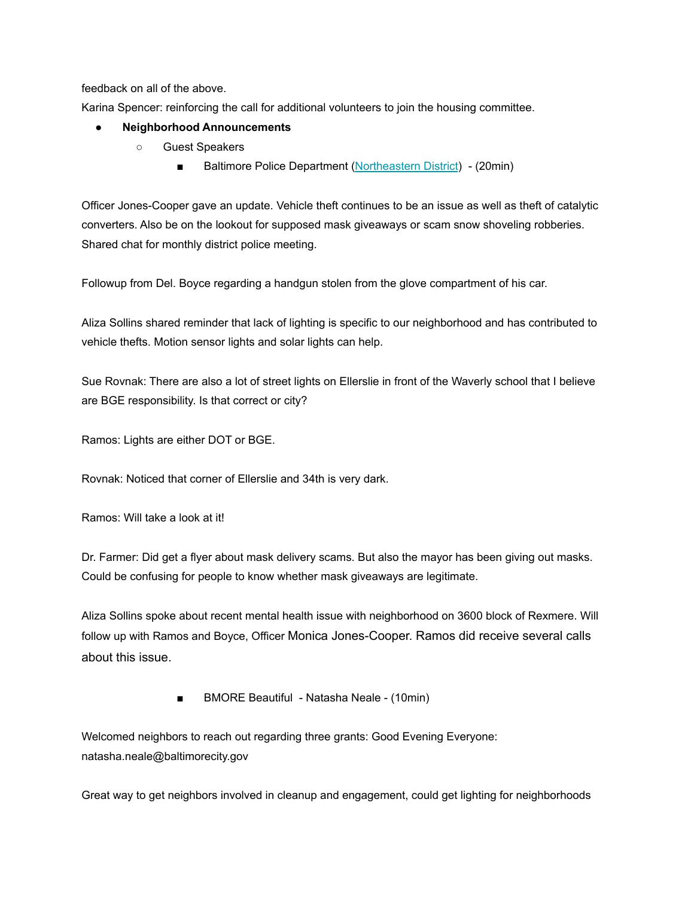feedback on all of the above.
Karina Spencer: reinforcing the call for additional volunteers to join the housing committee.

- **Neighborhood Announcements**
  - Guest Speakers
    - Baltimore Police Department ([Northeastern District](#)) - (20min)

Officer Jones-Cooper gave an update. Vehicle theft continues to be an issue as well as theft of catalytic converters. Also be on the lookout for supposed mask giveaways or scam snow shoveling robberies. Shared chat for monthly district police meeting.

Followup from Del. Boyce regarding a handgun stolen from the glove compartment of his car.

Aliza Sollins shared reminder that lack of lighting is specific to our neighborhood and has contributed to vehicle thefts. Motion sensor lights and solar lights can help.

Sue Rovnak: There are also a lot of street lights on Ellerslie in front of the Waverly school that I believe are BGE responsibility. Is that correct or city?

Ramos: Lights are either DOT or BGE.

Rovnak: Noticed that corner of Ellerslie and 34th is very dark.

Ramos: Will take a look at it!

Dr. Farmer: Did get a flyer about mask delivery scams. But also the mayor has been giving out masks. Could be confusing for people to know whether mask giveaways are legitimate.

Aliza Sollins spoke about recent mental health issue with neighborhood on 3600 block of Rexmere. Will follow up with Ramos and Boyce, Officer Monica Jones-Cooper. Ramos did receive several calls about this issue.

- BMORE Beautiful - Natasha Neale - (10min)

Welcomed neighbors to reach out regarding three grants: Good Evening Everyone:
natasha.neale@baltimorecity.gov

Great way to get neighbors involved in cleanup and engagement, could get lighting for neighborhoods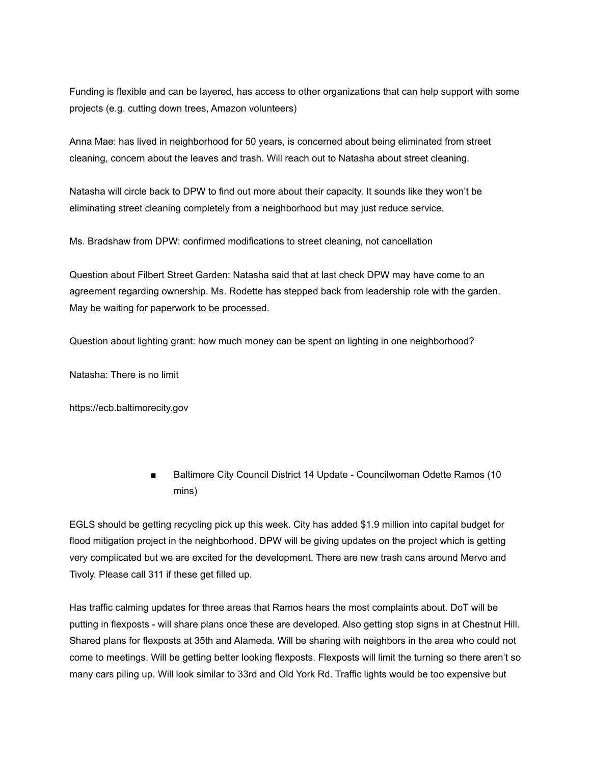Funding is flexible and can be layered, has access to other organizations that can help support with some projects (e.g. cutting down trees, Amazon volunteers)

Anna Mae: has lived in neighborhood for 50 years, is concerned about being eliminated from street cleaning, concern about the leaves and trash. Will reach out to Natasha about street cleaning.

Natasha will circle back to DPW to find out more about their capacity. It sounds like they won't be eliminating street cleaning completely from a neighborhood but may just reduce service.

Ms. Bradshaw from DPW: confirmed modifications to street cleaning, not cancellation

Question about Filbert Street Garden: Natasha said that at last check DPW may have come to an agreement regarding ownership. Ms. Rodette has stepped back from leadership role with the garden. May be waiting for paperwork to be processed.

Question about lighting grant: how much money can be spent on lighting in one neighborhood?

Natasha: There is no limit

https://ecb.baltimorecity.gov

- Baltimore City Council District 14 Update - Councilwoman Odette Ramos (10 mins)

EGLS should be getting recycling pick up this week. City has added $1.9 million into capital budget for flood mitigation project in the neighborhood. DPW will be giving updates on the project which is getting very complicated but we are excited for the development. There are new trash cans around Mervo and Tivoly. Please call 311 if these get filled up.

Has traffic calming updates for three areas that Ramos hears the most complaints about. DoT will be putting in flexposts - will share plans once these are developed. Also getting stop signs in at Chestnut Hill. Shared plans for flexposts at 35th and Alameda. Will be sharing with neighbors in the area who could not come to meetings. Will be getting better looking flexposts. Flexposts will limit the turning so there aren't so many cars piling up. Will look similar to 33rd and Old York Rd. Traffic lights would be too expensive but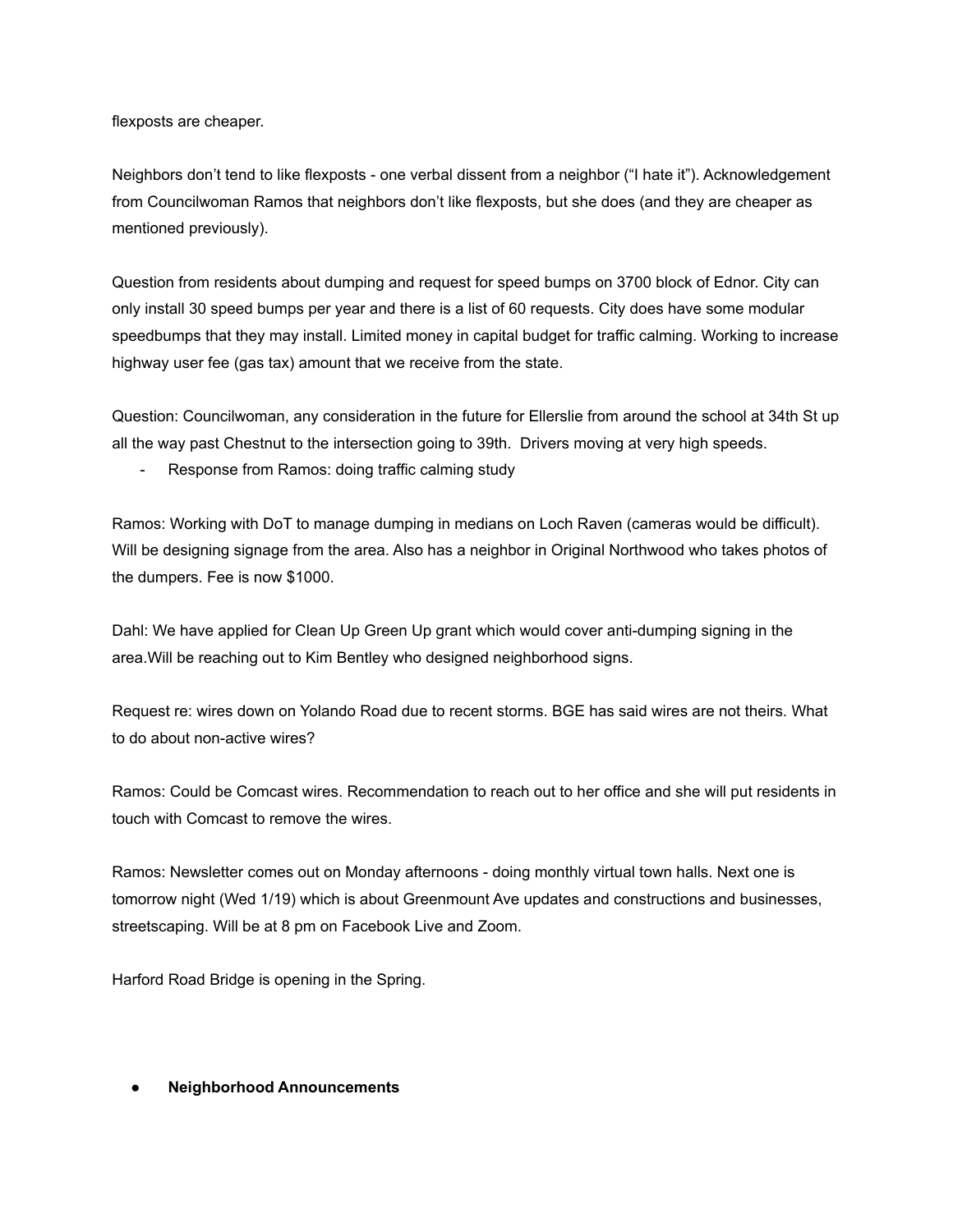flexposts are cheaper.

Neighbors don't tend to like flexposts - one verbal dissent from a neighbor ("I hate it"). Acknowledgement from Councilwoman Ramos that neighbors don't like flexposts, but she does (and they are cheaper as mentioned previously).

Question from residents about dumping and request for speed bumps on 3700 block of Ednor. City can only install 30 speed bumps per year and there is a list of 60 requests. City does have some modular speedbumps that they may install. Limited money in capital budget for traffic calming. Working to increase highway user fee (gas tax) amount that we receive from the state.

Question: Councilwoman, any consideration in the future for Ellerslie from around the school at 34th St up all the way past Chestnut to the intersection going to 39th. Drivers moving at very high speeds.

- Response from Ramos: doing traffic calming study

Ramos: Working with DoT to manage dumping in medians on Loch Raven (cameras would be difficult). Will be designing signage from the area. Also has a neighbor in Original Northwood who takes photos of the dumpers. Fee is now $1000.

Dahl: We have applied for Clean Up Green Up grant which would cover anti-dumping signing in the area.Will be reaching out to Kim Bentley who designed neighborhood signs.

Request re: wires down on Yolando Road due to recent storms. BGE has said wires are not theirs. What to do about non-active wires?

Ramos: Could be Comcast wires. Recommendation to reach out to her office and she will put residents in touch with Comcast to remove the wires.

Ramos: Newsletter comes out on Monday afternoons - doing monthly virtual town halls. Next one is tomorrow night (Wed 1/19) which is about Greenmount Ave updates and constructions and businesses, streetscaping. Will be at 8 pm on Facebook Live and Zoom.

Harford Road Bridge is opening in the Spring.

- **Neighborhood Announcements**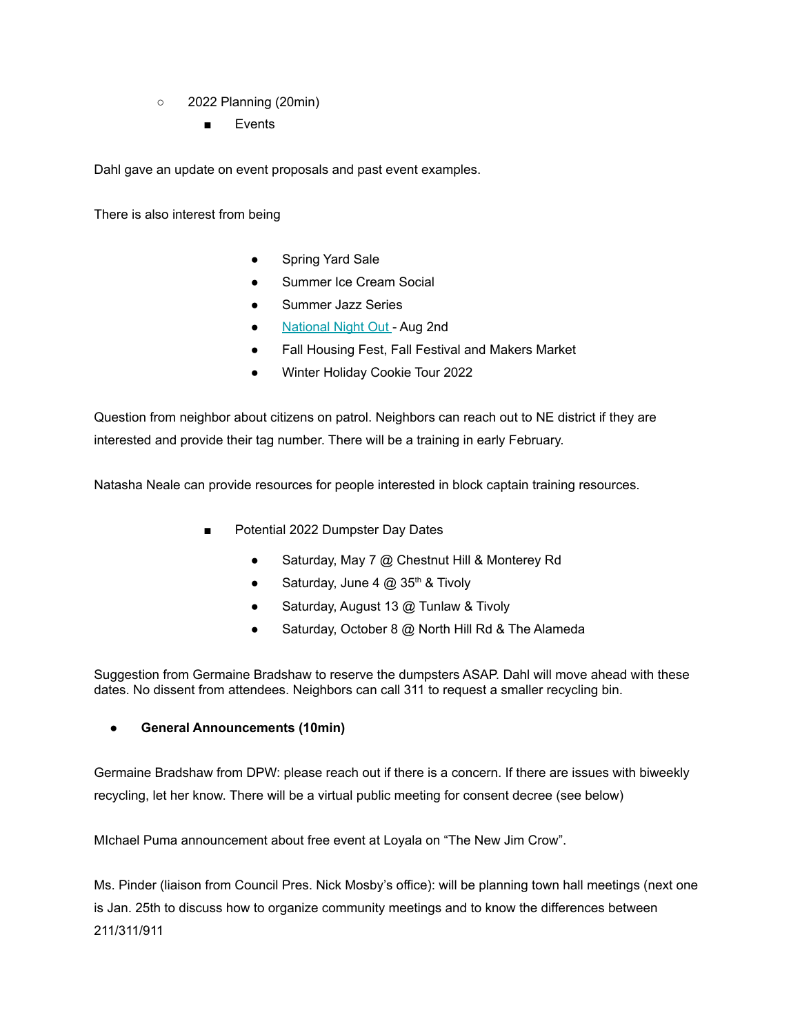- 2022 Planning (20min)
  - Events

Dahl gave an update on event proposals and past event examples.

There is also interest from being

- Spring Yard Sale
- Summer Ice Cream Social
- Summer Jazz Series
- National Night Out - Aug 2nd
- Fall Housing Fest, Fall Festival and Makers Market
- Winter Holiday Cookie Tour 2022

Question from neighbor about citizens on patrol. Neighbors can reach out to NE district if they are interested and provide their tag number. There will be a training in early February.

Natasha Neale can provide resources for people interested in block captain training resources.

- Potential 2022 Dumpster Day Dates
  - Saturday, May 7 @ Chestnut Hill & Monterey Rd
  - Saturday, June 4 @ 35th & Tivoly
  - Saturday, August 13 @ Tunlaw & Tivoly
  - Saturday, October 8 @ North Hill Rd & The Alameda

Suggestion from Germaine Bradshaw to reserve the dumpsters ASAP. Dahl will move ahead with these dates. No dissent from attendees. Neighbors can call 311 to request a smaller recycling bin.

- **General Announcements (10min)**

Germaine Bradshaw from DPW: please reach out if there is a concern. If there are issues with biweekly recycling, let her know. There will be a virtual public meeting for consent decree (see below)

MIchael Puma announcement about free event at Loyala on "The New Jim Crow".

Ms. Pinder (liaison from Council Pres. Nick Mosby's office): will be planning town hall meetings (next one is Jan. 25th to discuss how to organize community meetings and to know the differences between 211/311/911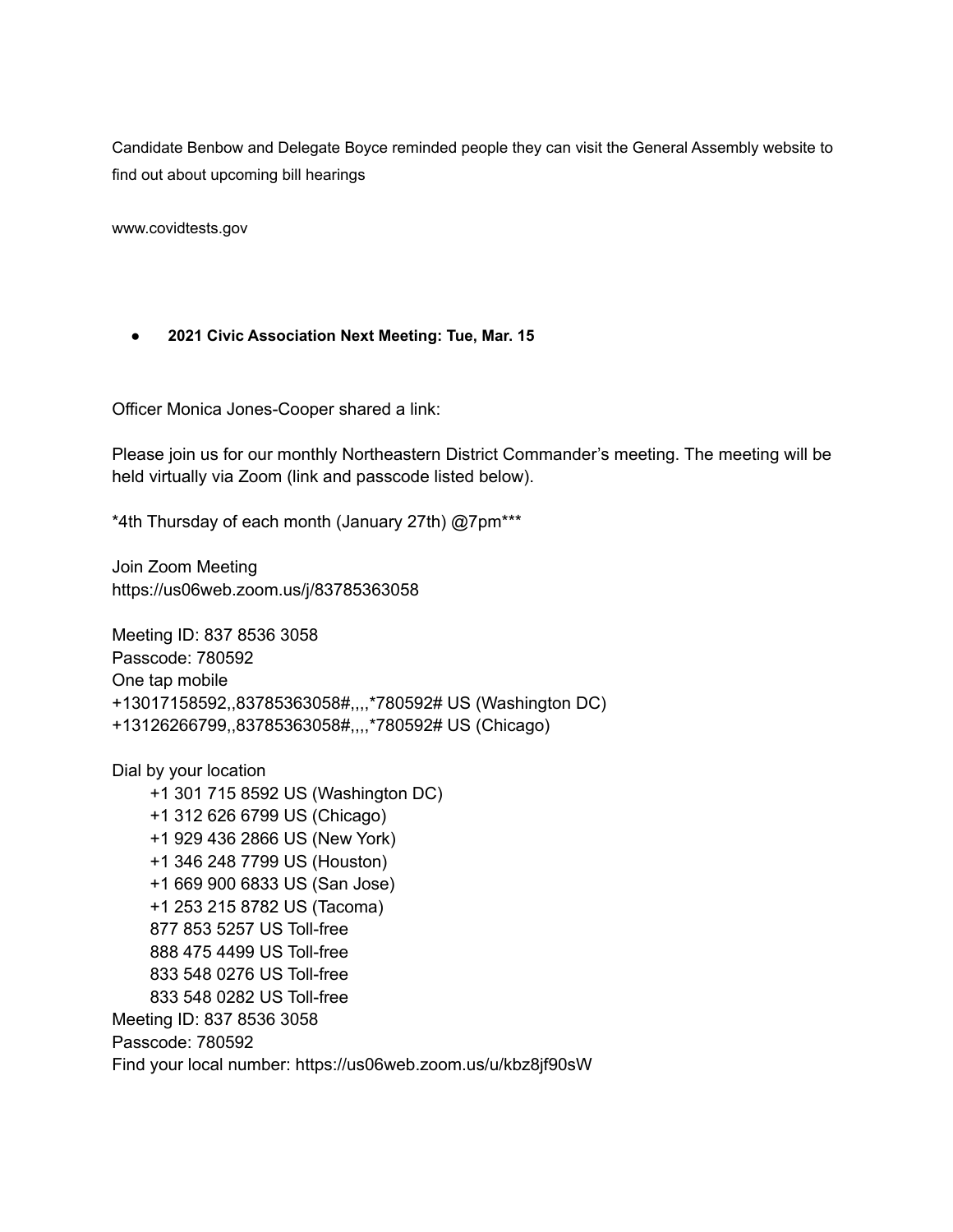Candidate Benbow and Delegate Boyce reminded people they can visit the General Assembly website to find out about upcoming bill hearings

www.covidtests.gov

- **2021 Civic Association Next Meeting: Tue, Mar. 15**

Officer Monica Jones-Cooper shared a link:

Please join us for our monthly Northeastern District Commander's meeting. The meeting will be held virtually via Zoom (link and passcode listed below).

*4th Thursday of each month (January 27th) @7pm***

Join Zoom Meeting
https://us06web.zoom.us/j/83785363058

Meeting ID: 837 8536 3058
Passcode: 780592
One tap mobile
+13017158592,,83785363058#,,,,*780592# US (Washington DC)
+13126266799,,83785363058#,,,,*780592# US (Chicago)

Dial by your location
+1 301 715 8592 US (Washington DC)
+1 312 626 6799 US (Chicago)
+1 929 436 2866 US (New York)
+1 346 248 7799 US (Houston)
+1 669 900 6833 US (San Jose)
+1 253 215 8782 US (Tacoma)
877 853 5257 US Toll-free
888 475 4499 US Toll-free
833 548 0276 US Toll-free
833 548 0282 US Toll-free
Meeting ID: 837 8536 3058
Passcode: 780592
Find your local number: https://us06web.zoom.us/u/kbz8jf90sW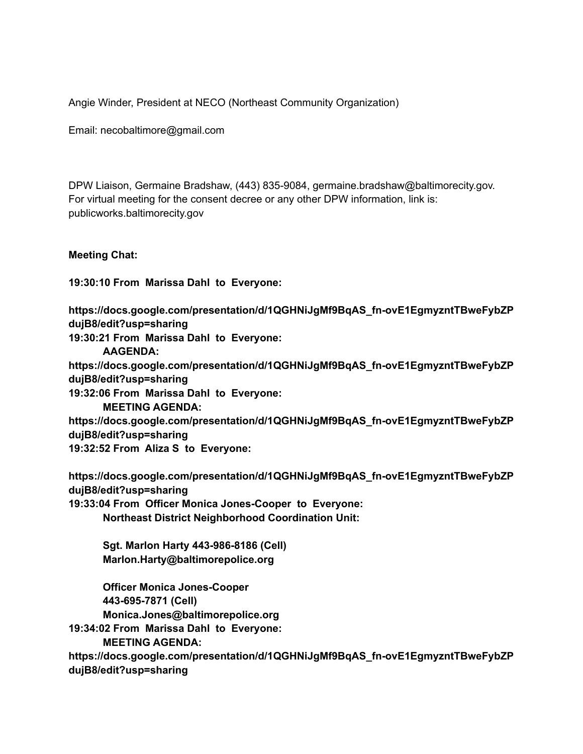Angie Winder, President at NECO (Northeast Community Organization)

Email: necobaltimore@gmail.com

DPW Liaison, Germaine Bradshaw, (443) 835-9084, germaine.bradshaw@baltimorecity.gov.
For virtual meeting for the consent decree or any other DPW information, link is:
publicworks.baltimorecity.gov

**Meeting Chat:**

**19:30:10 From Marissa Dahl to Everyone:**

**https://docs.google.com/presentation/d/1QGHNiJgMf9BqAS_fn-ovE1EgmyzntTBweFybZPdujB8/edit?usp=sharing**

**19:30:21 From Marissa Dahl to Everyone:**
**AAGENDA:**
**https://docs.google.com/presentation/d/1QGHNiJgMf9BqAS_fn-ovE1EgmyzntTBweFybZPdujB8/edit?usp=sharing**

**19:32:06 From Marissa Dahl to Everyone:**
**MEETING AGENDA:**
**https://docs.google.com/presentation/d/1QGHNiJgMf9BqAS_fn-ovE1EgmyzntTBweFybZPdujB8/edit?usp=sharing**

**19:32:52 From Aliza S to Everyone:**

**https://docs.google.com/presentation/d/1QGHNiJgMf9BqAS_fn-ovE1EgmyzntTBweFybZPdujB8/edit?usp=sharing**

**19:33:04 From Officer Monica Jones-Cooper to Everyone:**
**Northeast District Neighborhood Coordination Unit:**

**Sgt. Marlon Harty 443-986-8186 (Cell)**
**Marlon.Harty@baltimorepolice.org**

**Officer Monica Jones-Cooper**
**443-695-7871 (Cell)**
**Monica.Jones@baltimorepolice.org**

**19:34:02 From Marissa Dahl to Everyone:**
**MEETING AGENDA:**
**https://docs.google.com/presentation/d/1QGHNiJgMf9BqAS_fn-ovE1EgmyzntTBweFybZPdujB8/edit?usp=sharing**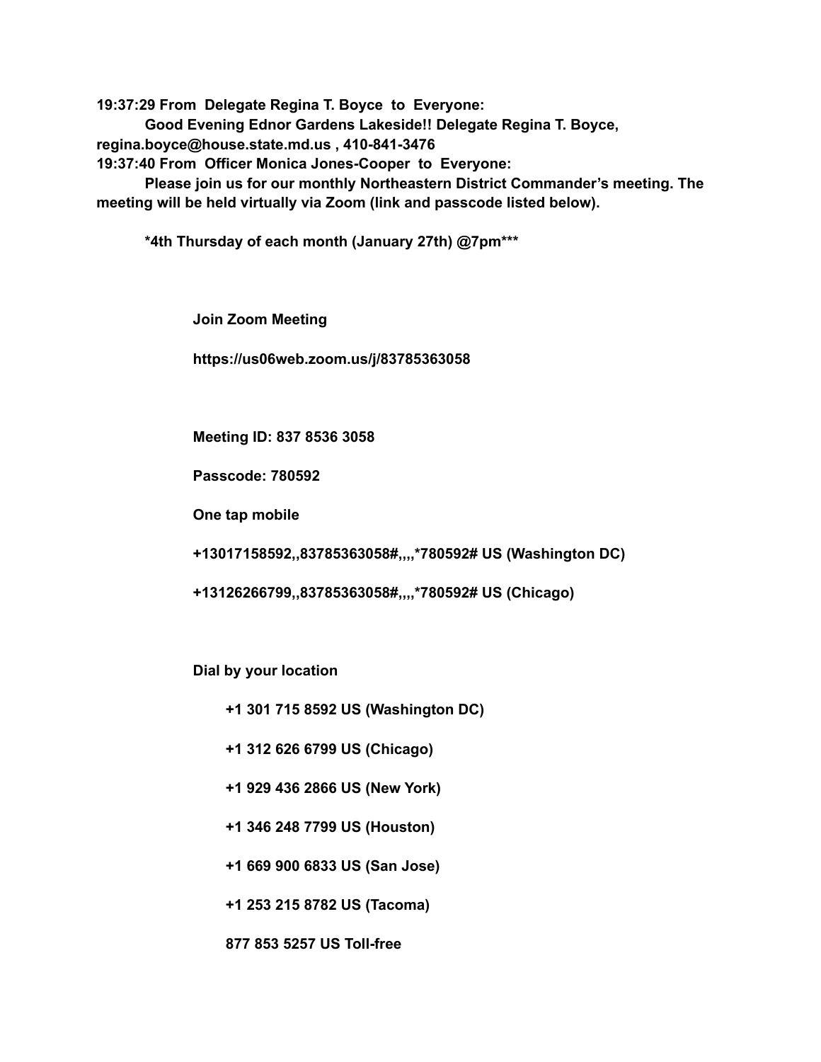**19:37:29 From Delegate Regina T. Boyce to Everyone:**

**Good Evening Ednor Gardens Lakeside!! Delegate Regina T. Boyce, regina.boyce@house.state.md.us , 410-841-3476**

**19:37:40 From Officer Monica Jones-Cooper to Everyone:**

**Please join us for our monthly Northeastern District Commander's meeting. The meeting will be held virtually via Zoom (link and passcode listed below).**

**\*4th Thursday of each month (January 27th) @7pm\*\*\***

**Join Zoom Meeting**

**https://us06web.zoom.us/j/83785363058**

**Meeting ID: 837 8536 3058**

**Passcode: 780592**

**One tap mobile**

**+13017158592,,83785363058#,,,,\*780592# US (Washington DC)**

**+13126266799,,83785363058#,,,,\*780592# US (Chicago)**

**Dial by your location**

**+1 301 715 8592 US (Washington DC)**

**+1 312 626 6799 US (Chicago)**

**+1 929 436 2866 US (New York)**

**+1 346 248 7799 US (Houston)**

**+1 669 900 6833 US (San Jose)**

**+1 253 215 8782 US (Tacoma)**

**877 853 5257 US Toll-free**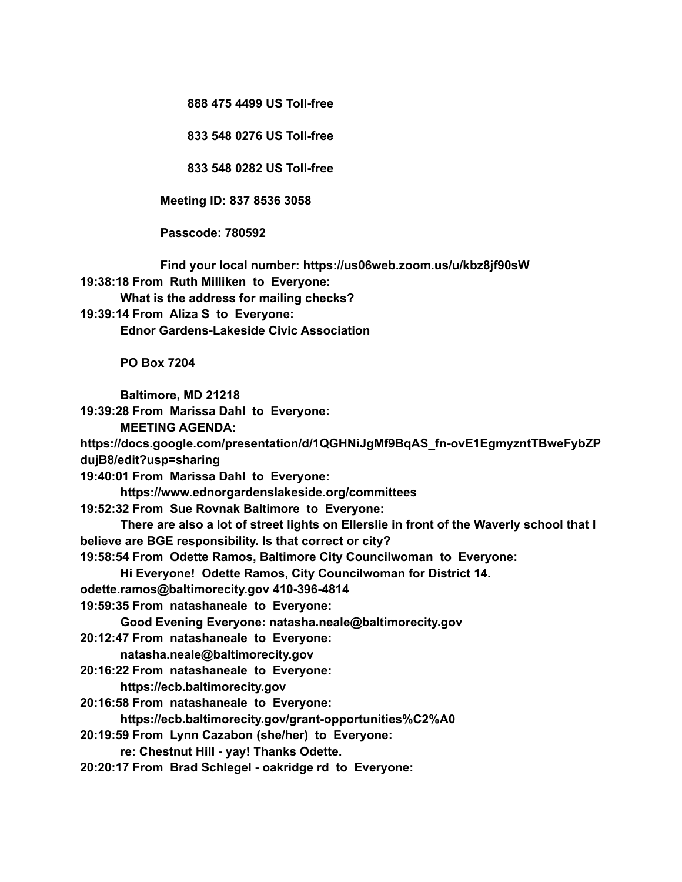**888 475 4499 US Toll-free**

**833 548 0276 US Toll-free**

**833 548 0282 US Toll-free**

**Meeting ID: 837 8536 3058**

**Passcode: 780592**

**Find your local number: https://us06web.zoom.us/u/kbz8jf90sW**

**19:38:18 From Ruth Milliken to Everyone:**
**What is the address for mailing checks?**

**19:39:14 From Aliza S to Everyone:**
**Ednor Gardens-Lakeside Civic Association**

**PO Box 7204**

**Baltimore, MD 21218**

**19:39:28 From Marissa Dahl to Everyone:**
**MEETING AGENDA:**
**https://docs.google.com/presentation/d/1QGHNiJgMf9BqAS_fn-ovE1EgmyzntTBweFybZPdujB8/edit?usp=sharing**

**19:40:01 From Marissa Dahl to Everyone:**
**https://www.ednorgardenslakeside.org/committees**

**19:52:32 From Sue Rovnak Baltimore to Everyone:**
**There are also a lot of street lights on Ellerslie in front of the Waverly school that I believe are BGE responsibility. Is that correct or city?**

**19:58:54 From Odette Ramos, Baltimore City Councilwoman to Everyone:**
**Hi Everyone! Odette Ramos, City Councilwoman for District 14. odette.ramos@baltimorecity.gov 410-396-4814**

**19:59:35 From natashaneale to Everyone:**
**Good Evening Everyone: natasha.neale@baltimorecity.gov**

**20:12:47 From natashaneale to Everyone:**
**natasha.neale@baltimorecity.gov**

**20:16:22 From natashaneale to Everyone:**
**https://ecb.baltimorecity.gov**

**20:16:58 From natashaneale to Everyone:**
**https://ecb.baltimorecity.gov/grant-opportunities%C2%A0**

**20:19:59 From Lynn Cazabon (she/her) to Everyone:**
**re: Chestnut Hill - yay! Thanks Odette.**

**20:20:17 From Brad Schlegel - oakridge rd to Everyone:**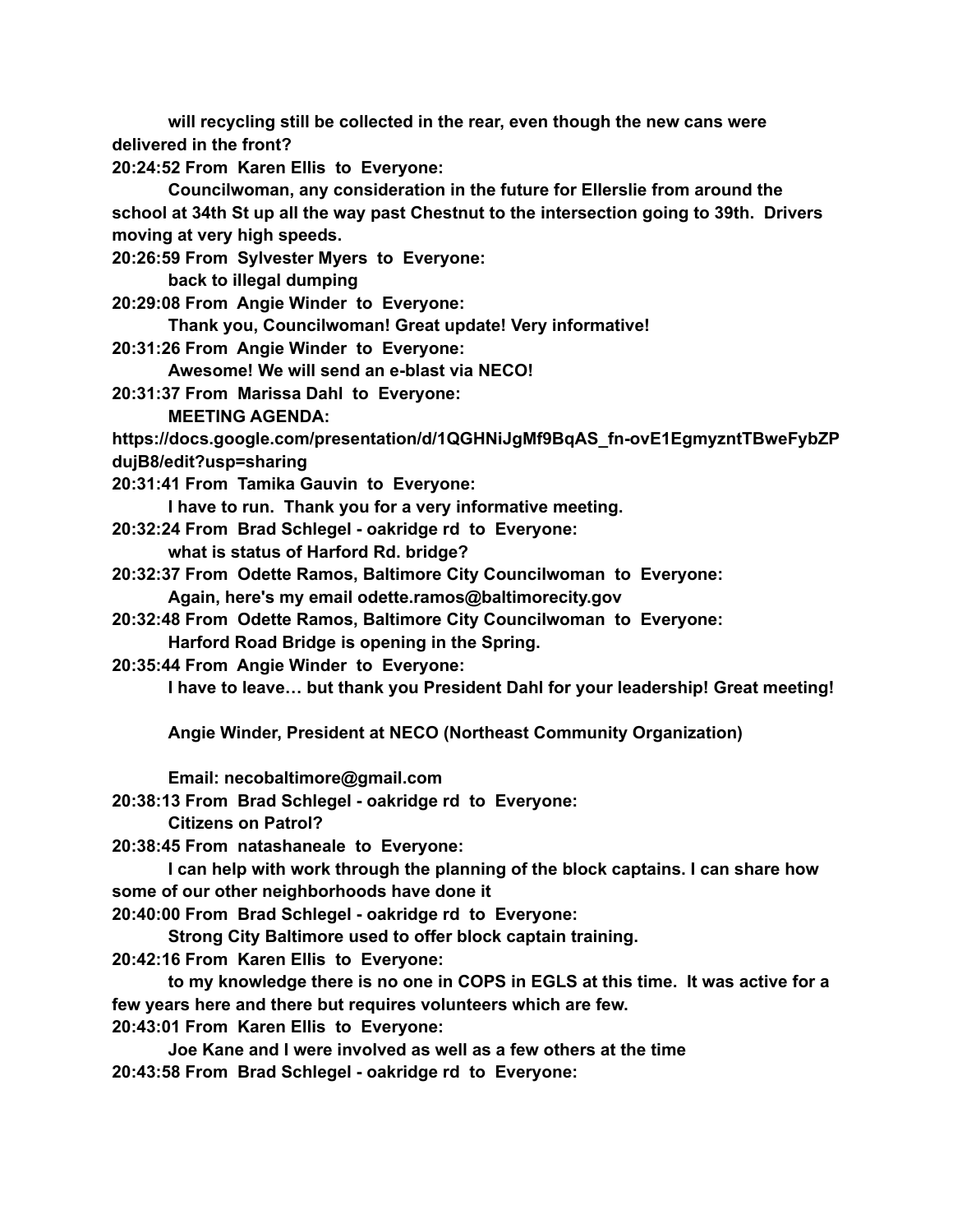**will recycling still be collected in the rear, even though the new cans were delivered in the front?**

**20:24:52 From Karen Ellis to Everyone:**

**Councilwoman, any consideration in the future for Ellerslie from around the school at 34th St up all the way past Chestnut to the intersection going to 39th. Drivers moving at very high speeds.**

**20:26:59 From Sylvester Myers to Everyone:**

**back to illegal dumping**

**20:29:08 From Angie Winder to Everyone:**

**Thank you, Councilwoman! Great update! Very informative!**

**20:31:26 From Angie Winder to Everyone:**

**Awesome! We will send an e-blast via NECO!**

**20:31:37 From Marissa Dahl to Everyone:**

**MEETING AGENDA:**
**https://docs.google.com/presentation/d/1QGHNiJgMf9BqAS_fn-ovE1EgmyzntTBweFybZPdujB8/edit?usp=sharing**

**20:31:41 From Tamika Gauvin to Everyone:**

**I have to run. Thank you for a very informative meeting.**

**20:32:24 From Brad Schlegel - oakridge rd to Everyone:**

**what is status of Harford Rd. bridge?**

**20:32:37 From Odette Ramos, Baltimore City Councilwoman to Everyone:**

**Again, here's my email odette.ramos@baltimorecity.gov**

**20:32:48 From Odette Ramos, Baltimore City Councilwoman to Everyone:**

**Harford Road Bridge is opening in the Spring.**

**20:35:44 From Angie Winder to Everyone:**

**I have to leave… but thank you President Dahl for your leadership! Great meeting!**

**Angie Winder, President at NECO (Northeast Community Organization)**

**Email: necobaltimore@gmail.com**

**20:38:13 From Brad Schlegel - oakridge rd to Everyone:**

**Citizens on Patrol?**

**20:38:45 From natashaneale to Everyone:**

**I can help with work through the planning of the block captains. I can share how some of our other neighborhoods have done it**

**20:40:00 From Brad Schlegel - oakridge rd to Everyone:**

**Strong City Baltimore used to offer block captain training.**

**20:42:16 From Karen Ellis to Everyone:**

**to my knowledge there is no one in COPS in EGLS at this time. It was active for a few years here and there but requires volunteers which are few.**

**20:43:01 From Karen Ellis to Everyone:**

**Joe Kane and I were involved as well as a few others at the time**

**20:43:58 From Brad Schlegel - oakridge rd to Everyone:**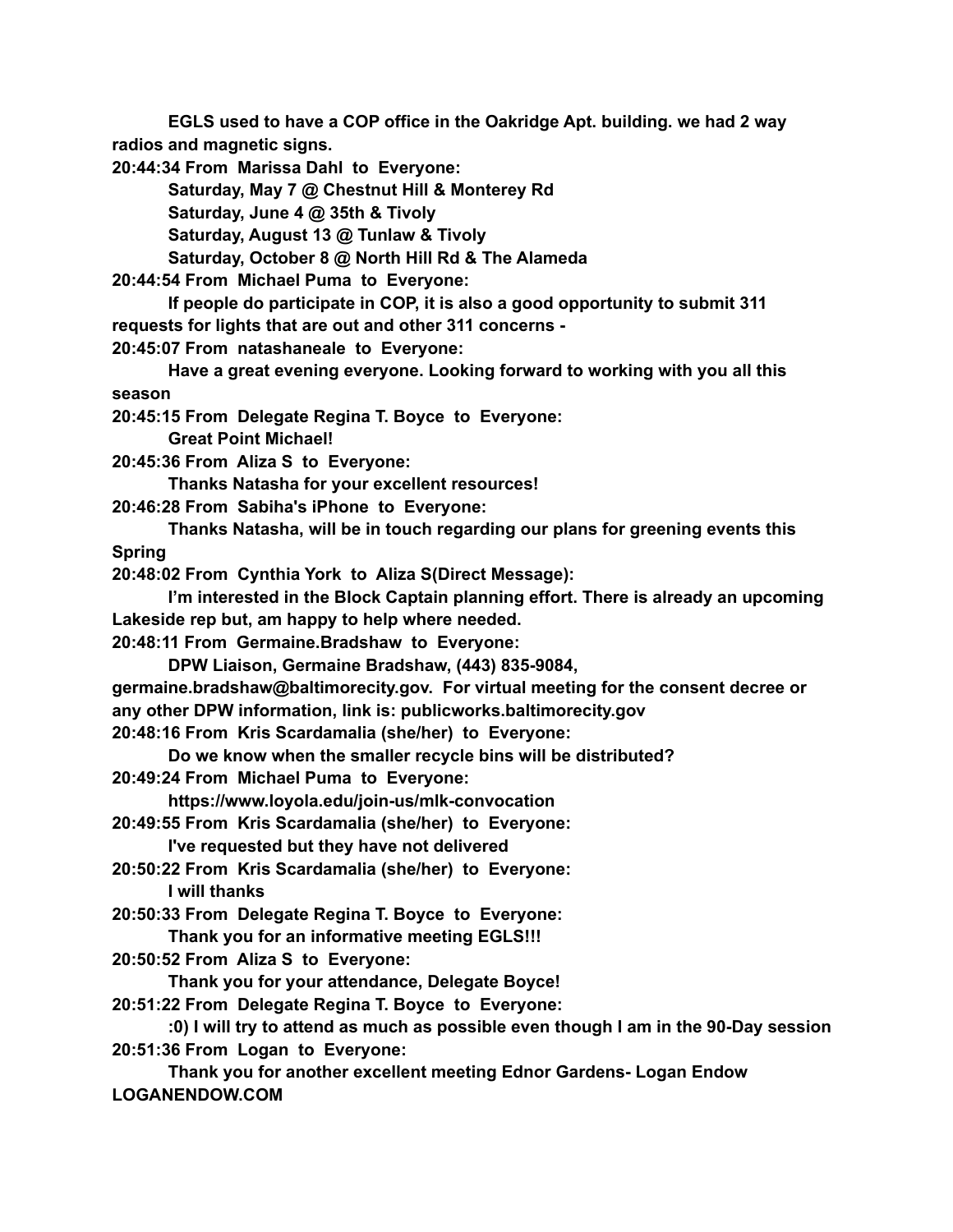**EGLS used to have a COP office in the Oakridge Apt. building. we had 2 way radios and magnetic signs.**

**20:44:34 From Marissa Dahl to Everyone:**

**Saturday, May 7 @ Chestnut Hill & Monterey Rd**
**Saturday, June 4 @ 35th & Tivoly**
**Saturday, August 13 @ Tunlaw & Tivoly**
**Saturday, October 8 @ North Hill Rd & The Alameda**

**20:44:54 From Michael Puma to Everyone:**

**If people do participate in COP, it is also a good opportunity to submit 311 requests for lights that are out and other 311 concerns -**

**20:45:07 From natashaneale to Everyone:**

**Have a great evening everyone. Looking forward to working with you all this season**

**20:45:15 From Delegate Regina T. Boyce to Everyone:**

**Great Point Michael!**

**20:45:36 From Aliza S to Everyone:**

**Thanks Natasha for your excellent resources!**

**20:46:28 From Sabiha's iPhone to Everyone:**

**Thanks Natasha, will be in touch regarding our plans for greening events this Spring**

**20:48:02 From Cynthia York to Aliza S(Direct Message):**

**I'm interested in the Block Captain planning effort. There is already an upcoming Lakeside rep but, am happy to help where needed.**

**20:48:11 From Germaine.Bradshaw to Everyone:**

**DPW Liaison, Germaine Bradshaw, (443) 835-9084, germaine.bradshaw@baltimorecity.gov. For virtual meeting for the consent decree or any other DPW information, link is: publicworks.baltimorecity.gov**

**20:48:16 From Kris Scardamalia (she/her) to Everyone:**

**Do we know when the smaller recycle bins will be distributed?**

**20:49:24 From Michael Puma to Everyone:**

**https://www.loyola.edu/join-us/mlk-convocation**

**20:49:55 From Kris Scardamalia (she/her) to Everyone:**

**I've requested but they have not delivered**

**20:50:22 From Kris Scardamalia (she/her) to Everyone:**

**I will thanks**

**20:50:33 From Delegate Regina T. Boyce to Everyone:**

**Thank you for an informative meeting EGLS!!!**

**20:50:52 From Aliza S to Everyone:**

**Thank you for your attendance, Delegate Boyce!**

**20:51:22 From Delegate Regina T. Boyce to Everyone:**

**:0) I will try to attend as much as possible even though I am in the 90-Day session**

**20:51:36 From Logan to Everyone:**

**Thank you for another excellent meeting Ednor Gardens- Logan Endow LOGANENDOW.COM**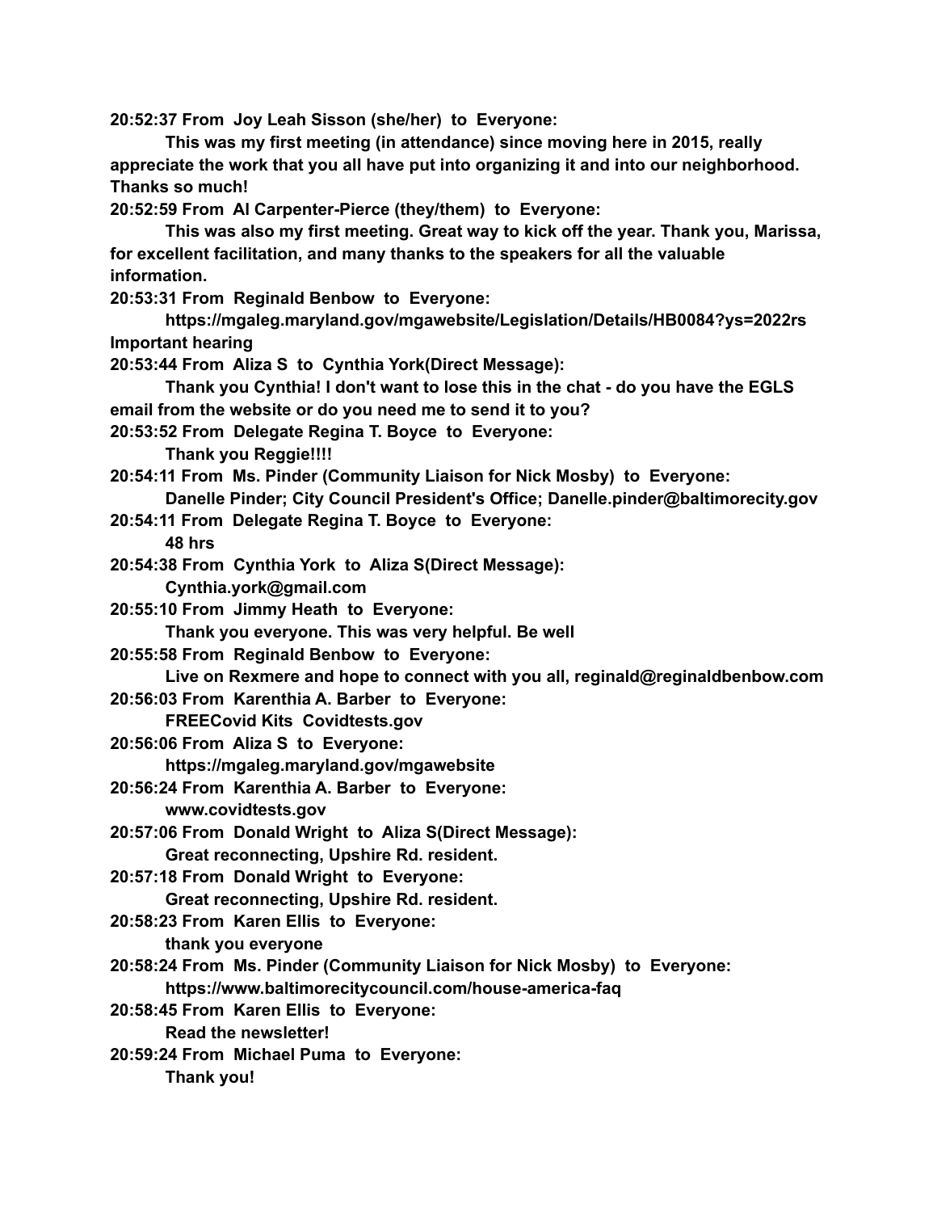**20:52:37 From Joy Leah Sisson (she/her) to Everyone:**

**This was my first meeting (in attendance) since moving here in 2015, really appreciate the work that you all have put into organizing it and into our neighborhood. Thanks so much!**

**20:52:59 From Al Carpenter-Pierce (they/them) to Everyone:**

**This was also my first meeting. Great way to kick off the year. Thank you, Marissa, for excellent facilitation, and many thanks to the speakers for all the valuable information.**

**20:53:31 From Reginald Benbow to Everyone:**

**https://mgaleg.maryland.gov/mgawebsite/Legislation/Details/HB0084?ys=2022rs Important hearing**

**20:53:44 From Aliza S to Cynthia York(Direct Message):**

**Thank you Cynthia! I don't want to lose this in the chat - do you have the EGLS email from the website or do you need me to send it to you?**

**20:53:52 From Delegate Regina T. Boyce to Everyone:**

**Thank you Reggie!!!!**

**20:54:11 From Ms. Pinder (Community Liaison for Nick Mosby) to Everyone:**

**Danelle Pinder; City Council President's Office; Danelle.pinder@baltimorecity.gov**

**20:54:11 From Delegate Regina T. Boyce to Everyone:**

**48 hrs**

**20:54:38 From Cynthia York to Aliza S(Direct Message):**

**Cynthia.york@gmail.com**

**20:55:10 From Jimmy Heath to Everyone:**

**Thank you everyone. This was very helpful. Be well**

**20:55:58 From Reginald Benbow to Everyone:**

**Live on Rexmere and hope to connect with you all, reginald@reginaldbenbow.com**

**20:56:03 From Karenthia A. Barber to Everyone:**

**FREECovid Kits Covidtests.gov**

**20:56:06 From Aliza S to Everyone:**

**https://mgaleg.maryland.gov/mgawebsite**

**20:56:24 From Karenthia A. Barber to Everyone:**

**www.covidtests.gov**

**20:57:06 From Donald Wright to Aliza S(Direct Message):**

**Great reconnecting, Upshire Rd. resident.**

**20:57:18 From Donald Wright to Everyone:**

**Great reconnecting, Upshire Rd. resident.**

**20:58:23 From Karen Ellis to Everyone:**

**thank you everyone**

**20:58:24 From Ms. Pinder (Community Liaison for Nick Mosby) to Everyone:**

**https://www.baltimorecitycouncil.com/house-america-faq**

**20:58:45 From Karen Ellis to Everyone:**

**Read the newsletter!**

**20:59:24 From Michael Puma to Everyone:**

**Thank you!**